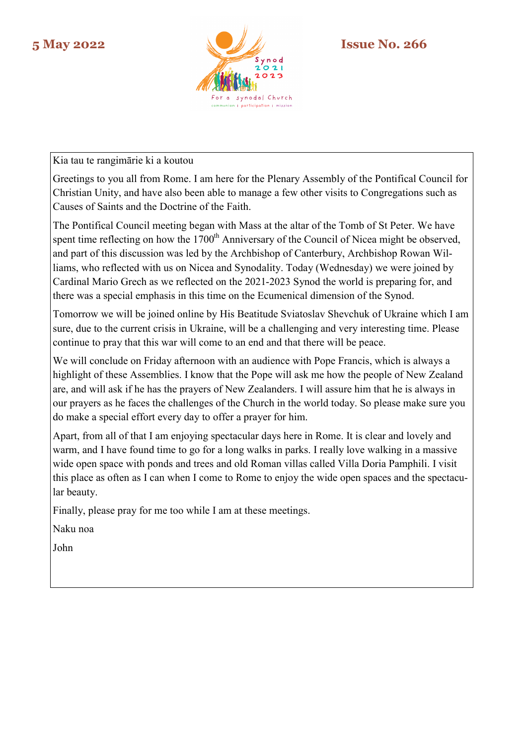**5 May 2022** **Issue No. 266**

Kia tau te rangimārie ki a koutou

Greetings to you all from Rome. I am here for the Plenary Assembly of the Pontifical Council for Christian Unity, and have also been able to manage a few other visits to Congregations such as Causes of Saints and the Doctrine of the Faith.

The Pontifical Council meeting began with Mass at the altar of the Tomb of St Peter. We have spent time reflecting on how the 1700th Anniversary of the Council of Nicea might be observed, and part of this discussion was led by the Archbishop of Canterbury, Archbishop Rowan Williams, who reflected with us on Nicea and Synodality. Today (Wednesday) we were joined by Cardinal Mario Grech as we reflected on the 2021-2023 Synod the world is preparing for, and there was a special emphasis in this time on the Ecumenical dimension of the Synod.

Tomorrow we will be joined online by His Beatitude Sviatoslav Shevchuk of Ukraine which I am sure, due to the current crisis in Ukraine, will be a challenging and very interesting time. Please continue to pray that this war will come to an end and that there will be peace.

We will conclude on Friday afternoon with an audience with Pope Francis, which is always a highlight of these Assemblies. I know that the Pope will ask me how the people of New Zealand are, and will ask if he has the prayers of New Zealanders. I will assure him that he is always in our prayers as he faces the challenges of the Church in the world today. So please make sure you do make a special effort every day to offer a prayer for him.

Apart, from all of that I am enjoying spectacular days here in Rome. It is clear and lovely and warm, and I have found time to go for a long walks in parks. I really love walking in a massive wide open space with ponds and trees and old Roman villas called Villa Doria Pamphili. I visit this place as often as I can when I come to Rome to enjoy the wide open spaces and the spectacular beauty.

Finally, please pray for me too while I am at these meetings.

Naku noa

John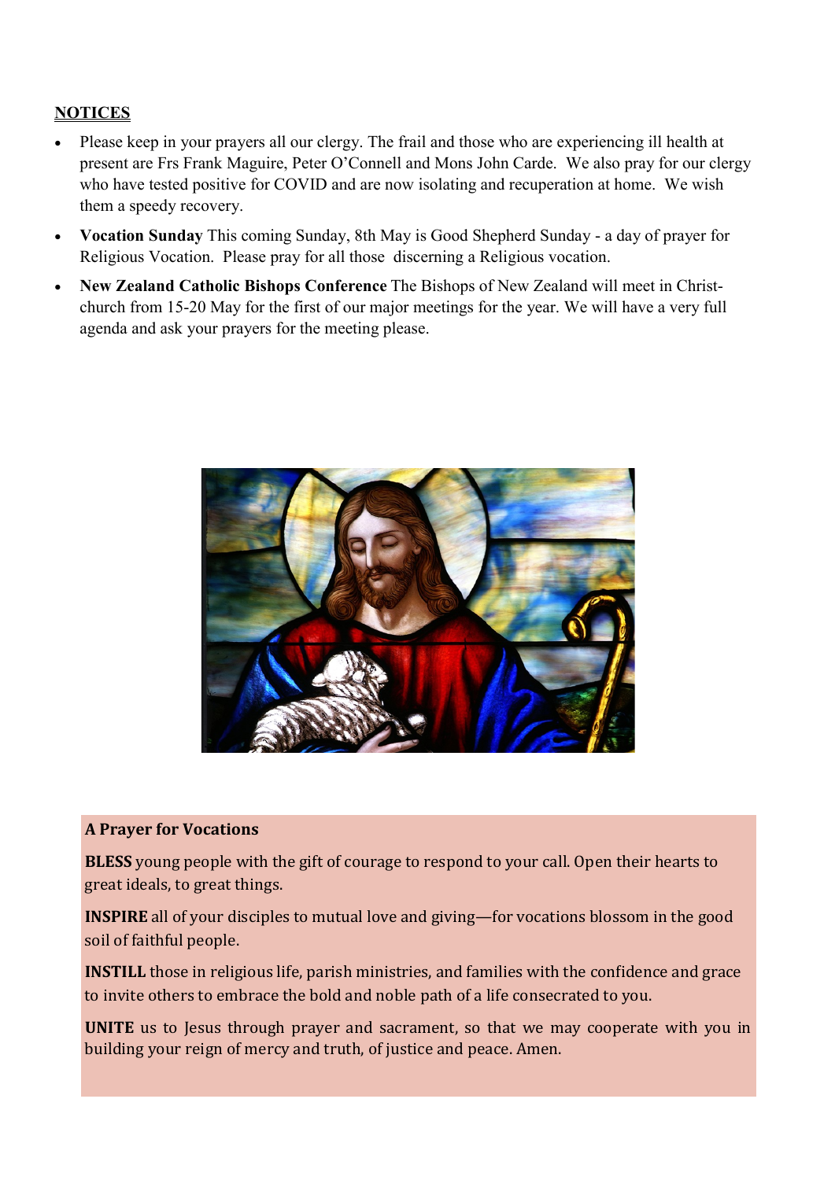**NOTICES**

- Please keep in your prayers all our clergy. The frail and those who are experiencing ill health at present are Frs Frank Maguire, Peter O'Connell and Mons John Carde. We also pray for our clergy who have tested positive for COVID and are now isolating and recuperation at home. We wish them a speedy recovery.
- **Vocation Sunday** This coming Sunday, 8th May is Good Shepherd Sunday - a day of prayer for Religious Vocation. Please pray for all those discerning a Religious vocation.
- **New Zealand Catholic Bishops Conference** The Bishops of New Zealand will meet in Christchurch from 15-20 May for the first of our major meetings for the year. We will have a very full agenda and ask your prayers for the meeting please.

**A Prayer for Vocations**

**BLESS** young people with the gift of courage to respond to your call. Open their hearts to great ideals, to great things.

**INSPIRE** all of your disciples to mutual love and giving—for vocations blossom in the good soil of faithful people.

**INSTILL** those in religious life, parish ministries, and families with the confidence and grace to invite others to embrace the bold and noble path of a life consecrated to you.

**UNITE** us to Jesus through prayer and sacrament, so that we may cooperate with you in building your reign of mercy and truth, of justice and peace. Amen.